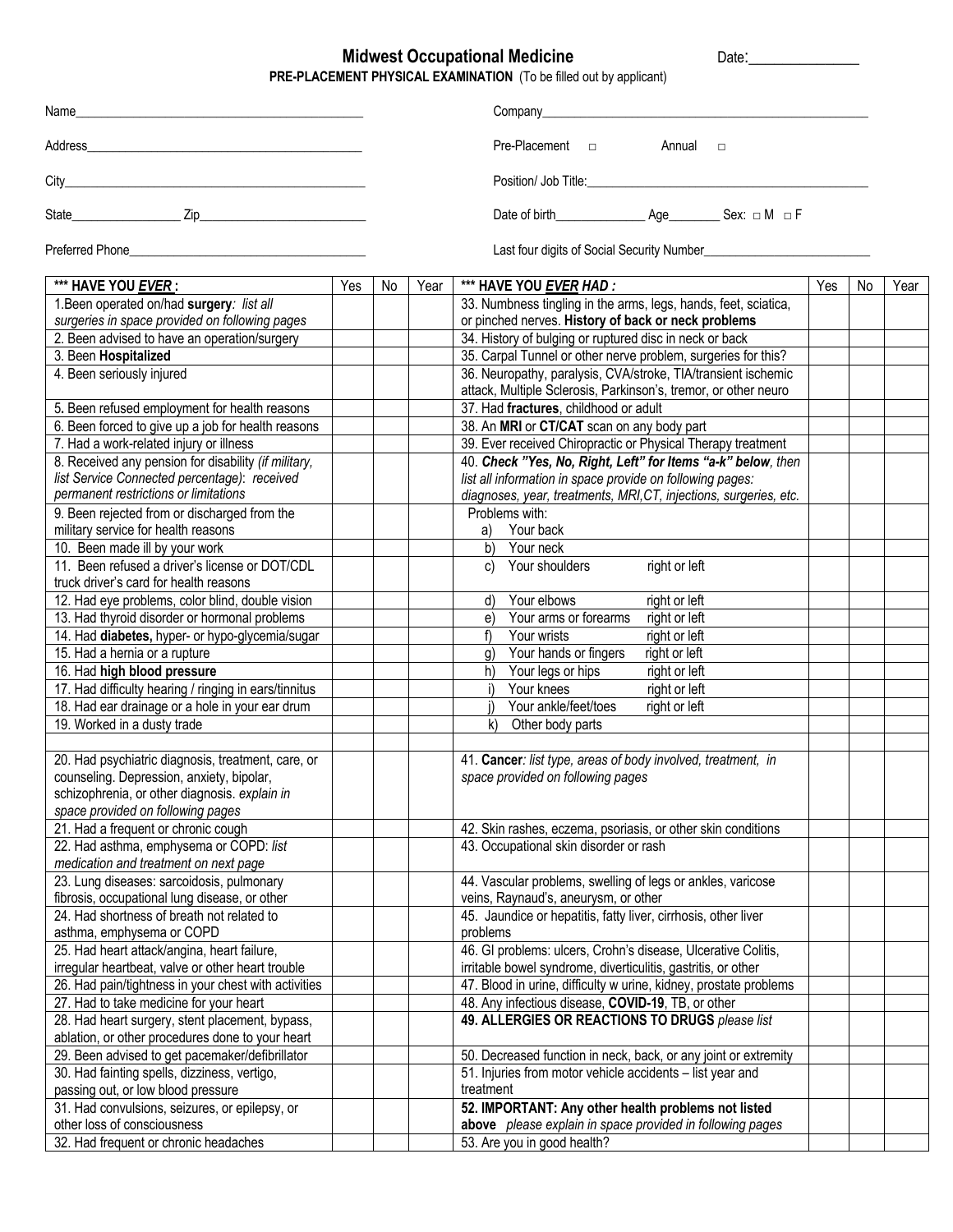# Midwest Occupational Medicine

Date:_______________

**PRE-PLACEMENT PHYSICAL EXAMINATION** (To be filled out by applicant)

Name_____________________________________________ Company_______________________________________________

Address___________________________________________ Pre-Placement □ Annual □

City______________________________________________ Position/ Job Title:_______________________________________

State_________________ Zip_________________________ Date of birth______________ Age________ Sex: □ M □ F

Preferred Phone_____________________________________ Last four digits of Social Security Number__________________________

| *** HAVE YOU ***EVER*** : | Yes | No | Year | *** HAVE YOU ***EVER HAD*** : | Yes | No | Year |
|---|---|---|---|---|---|---|---|
| 1.Been operated on/had **surgery**: *list all surgeries in space provided on following pages* | | | | 33. Numbness tingling in the arms, legs, hands, feet, sciatica, or pinched nerves. **History of back or neck problems** | | | |
| 2. Been advised to have an operation/surgery | | | | 34. History of bulging or ruptured disc in neck or back | | | |
| 3. Been **Hospitalized** | | | | 35. Carpal Tunnel or other nerve problem, surgeries for this? | | | |
| 4. Been seriously injured | | | | 36. Neuropathy, paralysis, CVA/stroke, TIA/transient ischemic attack, Multiple Sclerosis, Parkinson's, tremor, or other neuro | | | |
| 5. Been refused employment for health reasons | | | | 37. Had **fractures**, childhood or adult | | | |
| 6. Been forced to give up a job for health reasons | | | | 38. An **MRI** or **CT/CAT** scan on any body part | | | |
| 7. Had a work-related injury or illness | | | | 39. Ever received Chiropractic or Physical Therapy treatment | | | |
| 8. Received any pension for disability *(if military, list Service Connected percentage)*: *received permanent restrictions or limitations* | | | | 40. ***Check "Yes, No, Right, Left" for Items "a-k" below****, then list all information in space provide on following pages: diagnoses, year, treatments, MRI,CT, injections, surgeries, etc.* | | | |
| 9. Been rejected from or discharged from the military service for health reasons | | | | Problems with: a) Your back | | | |
| 10. Been made ill by your work | | | | b) Your neck | | | |
| 11. Been refused a driver's license or DOT/CDL truck driver's card for health reasons | | | | c) Your shoulders right or left | | | |
| 12. Had eye problems, color blind, double vision | | | | d) Your elbows right or left | | | |
| 13. Had thyroid disorder or hormonal problems | | | | e) Your arms or forearms right or left | | | |
| 14. Had **diabetes,** hyper- or hypo-glycemia/sugar | | | | f) Your wrists right or left | | | |
| 15. Had a hernia or a rupture | | | | g) Your hands or fingers right or left | | | |
| 16. Had **high blood pressure** | | | | h) Your legs or hips right or left | | | |
| 17. Had difficulty hearing / ringing in ears/tinnitus | | | | i) Your knees right or left | | | |
| 18. Had ear drainage or a hole in your ear drum | | | | j) Your ankle/feet/toes right or left | | | |
| 19. Worked in a dusty trade | | | | k) Other body parts | | | |
| | | | | | | | |
| 20. Had psychiatric diagnosis, treatment, care, or counseling. Depression, anxiety, bipolar, schizophrenia, or other diagnosis. *explain in space provided on following pages* | | | | 41. **Cancer***: list type, areas of body involved, treatment, in space provided on following pages* | | | |
| 21. Had a frequent or chronic cough | | | | 42. Skin rashes, eczema, psoriasis, or other skin conditions | | | |
| 22. Had asthma, emphysema or COPD: *list medication and treatment on next page* | | | | 43. Occupational skin disorder or rash | | | |
| 23. Lung diseases: sarcoidosis, pulmonary fibrosis, occupational lung disease, or other | | | | 44. Vascular problems, swelling of legs or ankles, varicose veins, Raynaud's, aneurysm, or other | | | |
| 24. Had shortness of breath not related to asthma, emphysema or COPD | | | | 45. Jaundice or hepatitis, fatty liver, cirrhosis, other liver problems | | | |
| 25. Had heart attack/angina, heart failure, irregular heartbeat, valve or other heart trouble | | | | 46. GI problems: ulcers, Crohn's disease, Ulcerative Colitis, irritable bowel syndrome, diverticulitis, gastritis, or other | | | |
| 26. Had pain/tightness in your chest with activities | | | | 47. Blood in urine, difficulty w urine, kidney, prostate problems | | | |
| 27. Had to take medicine for your heart | | | | 48. Any infectious disease, **COVID-19**, TB, or other | | | |
| 28. Had heart surgery, stent placement, bypass, ablation, or other procedures done to your heart | | | | **49. ALLERGIES OR REACTIONS TO DRUGS** *please list* | | | |
| 29. Been advised to get pacemaker/defibrillator | | | | 50. Decreased function in neck, back, or any joint or extremity | | | |
| 30. Had fainting spells, dizziness, vertigo, passing out, or low blood pressure | | | | 51. Injuries from motor vehicle accidents – list year and treatment | | | |
| 31. Had convulsions, seizures, or epilepsy, or other loss of consciousness | | | | **52. IMPORTANT: Any other health problems not listed above** *please explain in space provided in following pages* | | | |
| 32. Had frequent or chronic headaches | | | | 53. Are you in good health? | | | |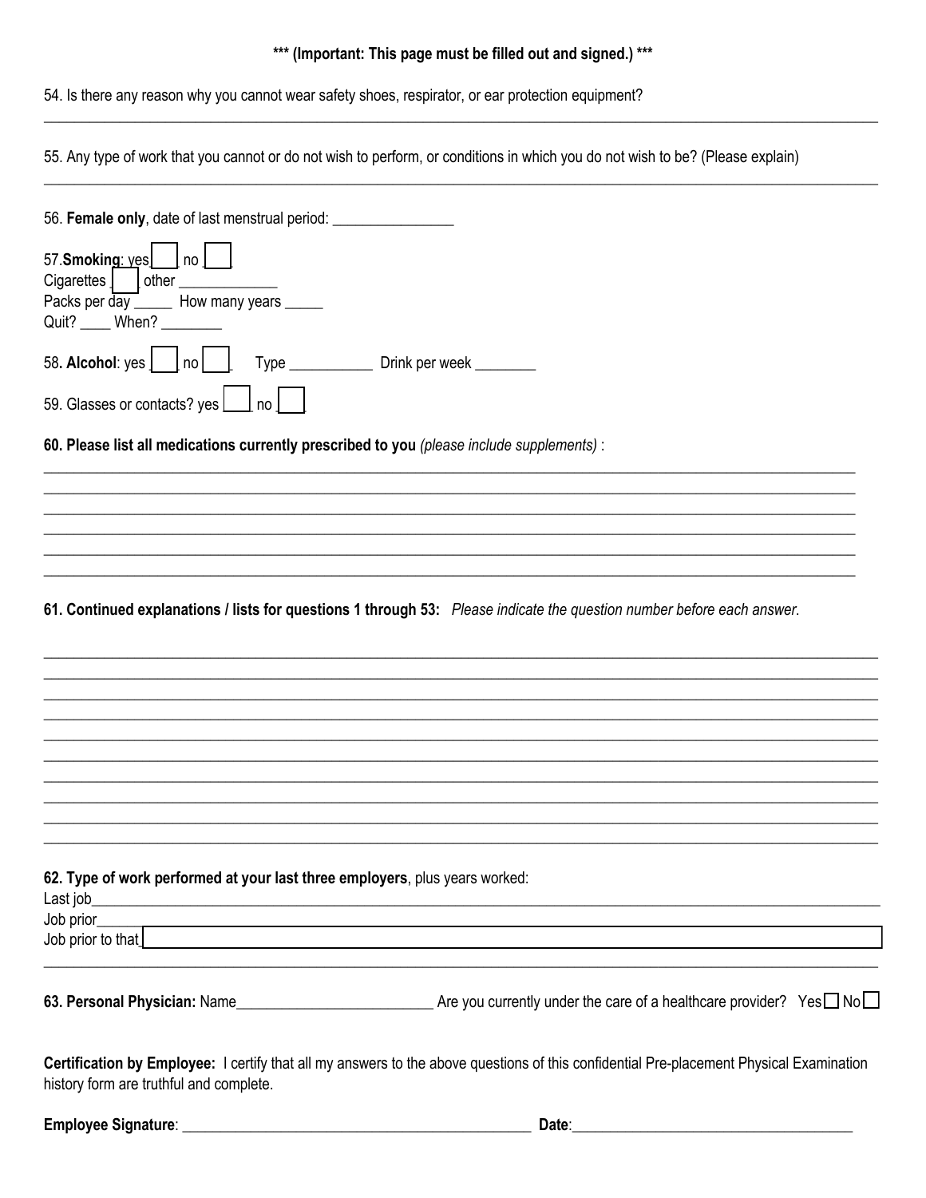**\*\*\* (Important: This page must be filled out and signed.) \*\*\***

54. Is there any reason why you cannot wear safety shoes, respirator, or ear protection equipment?

___________________________________________________________________________________________

55. Any type of work that you cannot or do not wish to perform, or conditions in which you do not wish to be? (Please explain)

___________________________________________________________________________________________

56. **Female only**, date of last menstrual period: ________________

57. **Smoking**: yes ☐ no ☐
Cigarettes ☐ other _____________
Packs per day _____ How many years _____
Quit? ____ When? ________

58. **Alcohol**: yes ☐ no ☐ Type ___________ Drink per week ________

59. Glasses or contacts? yes ☐ no ☐

**60. Please list all medications currently prescribed to you** *(please include supplements)* :

___________________________________________________________________________________________
___________________________________________________________________________________________
___________________________________________________________________________________________
___________________________________________________________________________________________
___________________________________________________________________________________________
___________________________________________________________________________________________

**61. Continued explanations / lists for questions 1 through 53:** *Please indicate the question number before each answer.*

___________________________________________________________________________________________
___________________________________________________________________________________________
___________________________________________________________________________________________
___________________________________________________________________________________________
___________________________________________________________________________________________
___________________________________________________________________________________________
___________________________________________________________________________________________
___________________________________________________________________________________________
___________________________________________________________________________________________
___________________________________________________________________________________________

**62. Type of work performed at your last three employers**, plus years worked:
Last job___________________________________________________________________________________
Job prior__________________________________________________________________________________
Job prior to that__________________________________________________________________________

___________________________________________________________________________________________

**63. Personal Physician:** Name__________________________ Are you currently under the care of a healthcare provider? Yes ☐ No ☐

**Certification by Employee:** I certify that all my answers to the above questions of this confidential Pre-placement Physical Examination history form are truthful and complete.

**Employee Signature**: _______________________________________________ **Date**:_____________________________________